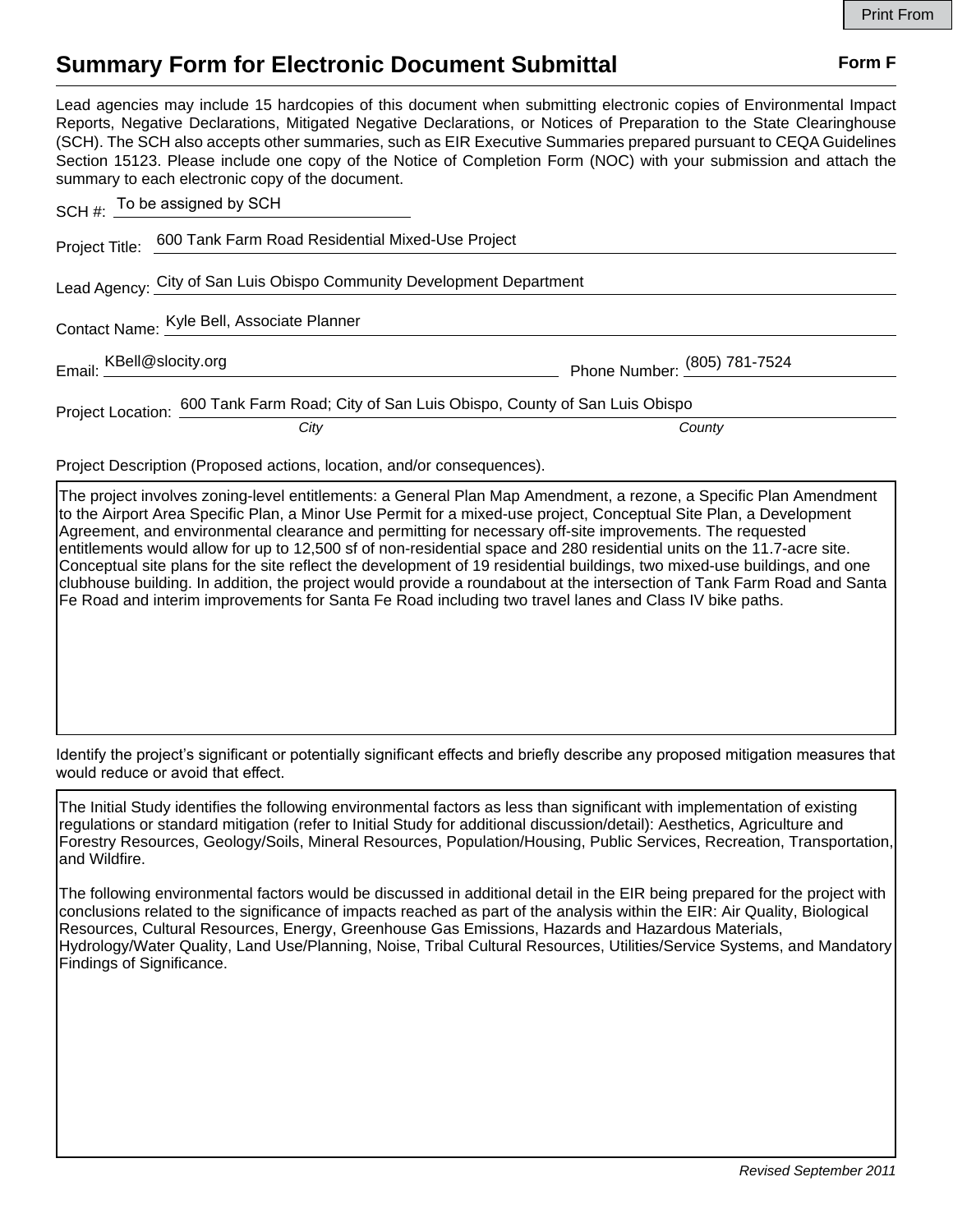Print From

# Summary Form for Electronic Document Submittal

**Form F**

Lead agencies may include 15 hardcopies of this document when submitting electronic copies of Environmental Impact Reports, Negative Declarations, Mitigated Negative Declarations, or Notices of Preparation to the State Clearinghouse (SCH). The SCH also accepts other summaries, such as EIR Executive Summaries prepared pursuant to CEQA Guidelines Section 15123. Please include one copy of the Notice of Completion Form (NOC) with your submission and attach the summary to each electronic copy of the document.

SCH #: To be assigned by SCH

Project Title: 600 Tank Farm Road Residential Mixed-Use Project

Lead Agency: City of San Luis Obispo Community Development Department

Contact Name: Kyle Bell, Associate Planner

Email: KBell@slocity.org    Phone Number: (805) 781-7524

Project Location: 600 Tank Farm Road; City of San Luis Obispo, County of San Luis Obispo
*City*    *County*

Project Description (Proposed actions, location, and/or consequences).

The project involves zoning-level entitlements: a General Plan Map Amendment, a rezone, a Specific Plan Amendment to the Airport Area Specific Plan, a Minor Use Permit for a mixed-use project, Conceptual Site Plan, a Development Agreement, and environmental clearance and permitting for necessary off-site improvements. The requested entitlements would allow for up to 12,500 sf of non-residential space and 280 residential units on the 11.7-acre site. Conceptual site plans for the site reflect the development of 19 residential buildings, two mixed-use buildings, and one clubhouse building. In addition, the project would provide a roundabout at the intersection of Tank Farm Road and Santa Fe Road and interim improvements for Santa Fe Road including two travel lanes and Class IV bike paths.

Identify the project's significant or potentially significant effects and briefly describe any proposed mitigation measures that would reduce or avoid that effect.

The Initial Study identifies the following environmental factors as less than significant with implementation of existing regulations or standard mitigation (refer to Initial Study for additional discussion/detail): Aesthetics, Agriculture and Forestry Resources, Geology/Soils, Mineral Resources, Population/Housing, Public Services, Recreation, Transportation, and Wildfire.

The following environmental factors would be discussed in additional detail in the EIR being prepared for the project with conclusions related to the significance of impacts reached as part of the analysis within the EIR: Air Quality, Biological Resources, Cultural Resources, Energy, Greenhouse Gas Emissions, Hazards and Hazardous Materials, Hydrology/Water Quality, Land Use/Planning, Noise, Tribal Cultural Resources, Utilities/Service Systems, and Mandatory Findings of Significance.

*Revised September 2011*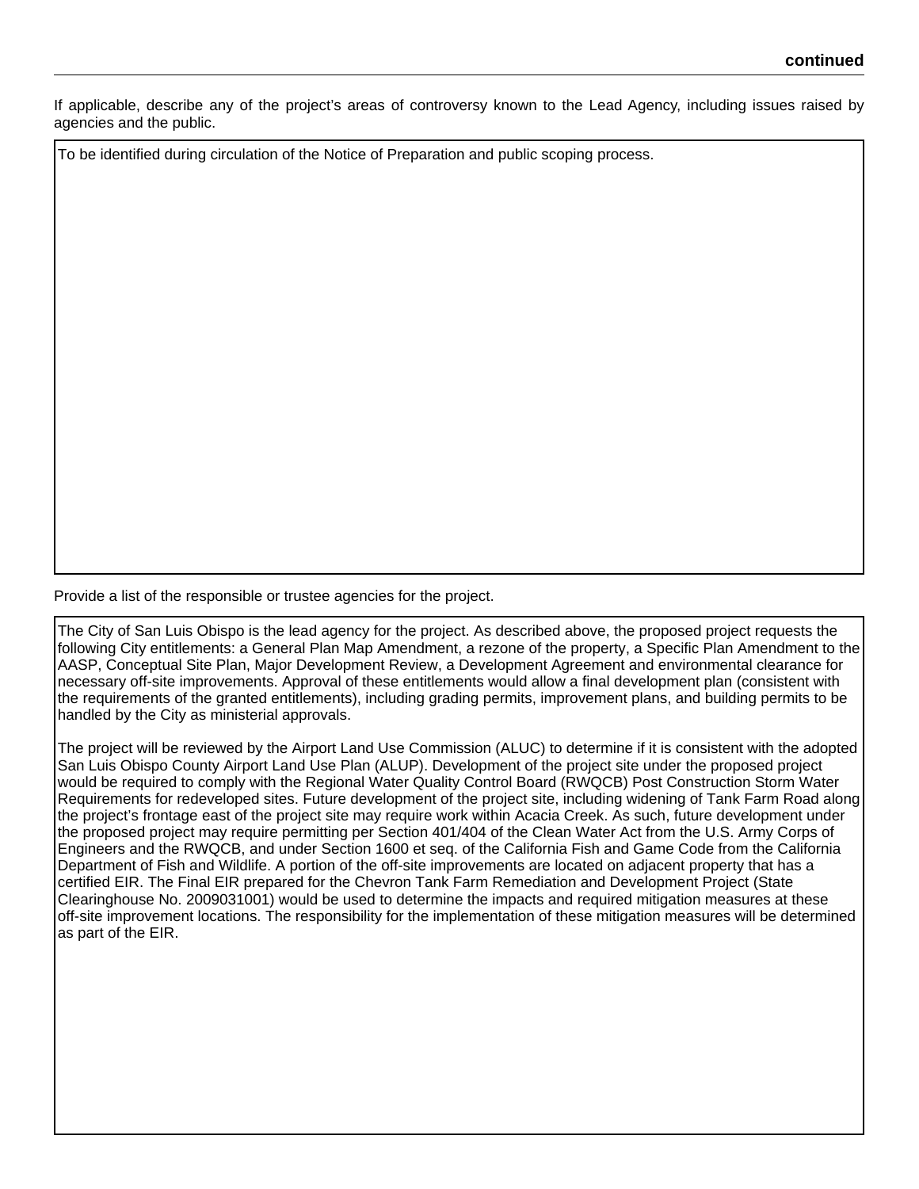**continued**

If applicable, describe any of the project's areas of controversy known to the Lead Agency, including issues raised by agencies and the public.

To be identified during circulation of the Notice of Preparation and public scoping process.

Provide a list of the responsible or trustee agencies for the project.

The City of San Luis Obispo is the lead agency for the project. As described above, the proposed project requests the following City entitlements: a General Plan Map Amendment, a rezone of the property, a Specific Plan Amendment to the AASP, Conceptual Site Plan, Major Development Review, a Development Agreement and environmental clearance for necessary off-site improvements. Approval of these entitlements would allow a final development plan (consistent with the requirements of the granted entitlements), including grading permits, improvement plans, and building permits to be handled by the City as ministerial approvals.

The project will be reviewed by the Airport Land Use Commission (ALUC) to determine if it is consistent with the adopted San Luis Obispo County Airport Land Use Plan (ALUP). Development of the project site under the proposed project would be required to comply with the Regional Water Quality Control Board (RWQCB) Post Construction Storm Water Requirements for redeveloped sites. Future development of the project site, including widening of Tank Farm Road along the project's frontage east of the project site may require work within Acacia Creek. As such, future development under the proposed project may require permitting per Section 401/404 of the Clean Water Act from the U.S. Army Corps of Engineers and the RWQCB, and under Section 1600 et seq. of the California Fish and Game Code from the California Department of Fish and Wildlife. A portion of the off-site improvements are located on adjacent property that has a certified EIR. The Final EIR prepared for the Chevron Tank Farm Remediation and Development Project (State Clearinghouse No. 2009031001) would be used to determine the impacts and required mitigation measures at these off-site improvement locations. The responsibility for the implementation of these mitigation measures will be determined as part of the EIR.